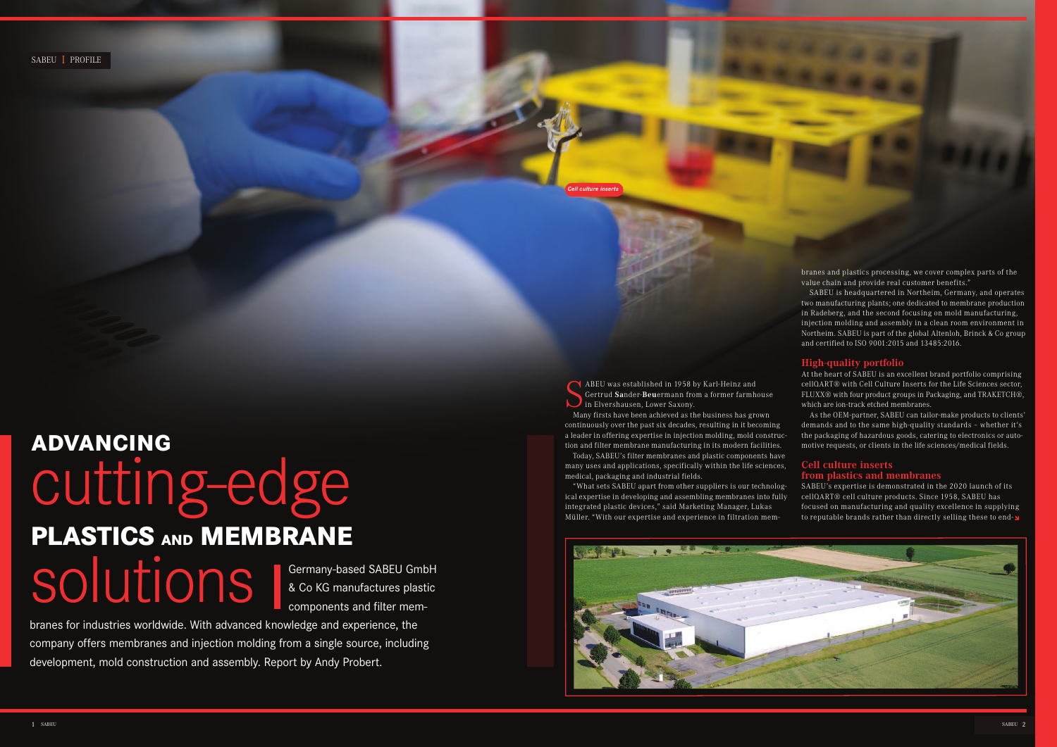# ADVANCING cutting-edge PLASTICS AND MEMBRANE solutions

Germany-based SABEU GmbH & Co KG manufactures plastic components and filter membranes for industries worldwide. With advanced knowledge and experience, the company offers membranes and injection molding from a single source, including development, mold construction and assembly. Report by Andy Probert.

Cell culture inserts

SABEU was established in 1958 by Karl-Heinz and Gertrud **Sa**nder-**Beu**ermann from a former farmhouse in Elvershausen, Lower Saxony.

Many firsts have been achieved as the business has grown continuously over the past six decades, resulting in it becoming a leader in offering expertise in injection molding, mold construction and filter membrane manufacturing in its modern facilities.

Today, SABEU's filter membranes and plastic components have many uses and applications, specifically within the life sciences, medical, packaging and industrial fields.

"What sets SABEU apart from other suppliers is our technological expertise in developing and assembling membranes into fully integrated plastic devices," said Marketing Manager, Lukas Müller. "With our expertise and experience in filtration membranes and plastics processing, we cover complex parts of the value chain and provide real customer benefits."

SABEU is headquartered in Northeim, Germany, and operates two manufacturing plants; one dedicated to membrane production in Radeberg, and the second focusing on mold manufacturing, injection molding and assembly in a clean room environment in Northeim. SABEU is part of the global Altenloh, Brinck & Co group and certified to ISO 9001:2015 and 13485:2016.

## High-quality portfolio

At the heart of SABEU is an excellent brand portfolio comprising cellQART® with Cell Culture Inserts for the Life Sciences sector, FLUXX® with four product groups in Packaging, and TRAKETCH®, which are ion-track etched membranes.

As the OEM-partner, SABEU can tailor-make products to clients' demands and to the same high-quality standards – whether it's the packaging of hazardous goods, catering to electronics or automotive requests, or clients in the life sciences/medical fields.

## Cell culture inserts from plastics and membranes

SABEU's expertise is demonstrated in the 2020 launch of its cellQART® cell culture products. Since 1958, SABEU has focused on manufacturing and quality excellence in supplying to reputable brands rather than directly selling these to end-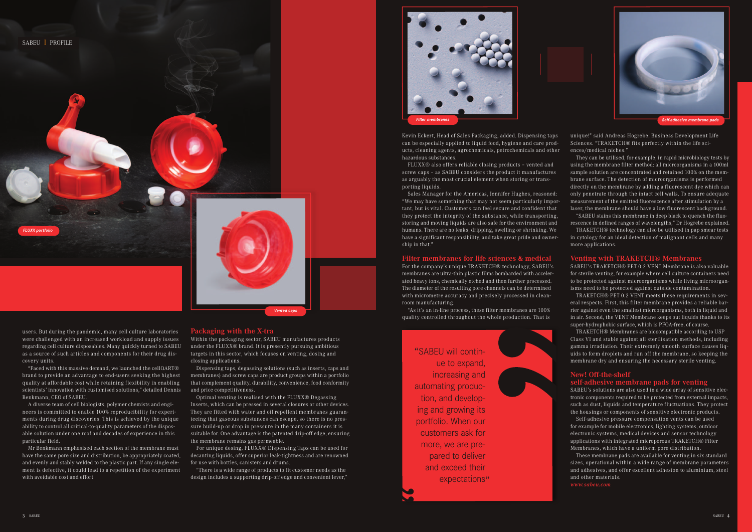FLUXX portfolio

Vented caps

users. But during the pandemic, many cell culture laboratories were challenged with an increased workload and supply issues regarding cell culture disposables. Many quickly turned to SABEU as a source of such articles and components for their drug discovery units.

"Faced with this massive demand, we launched the cellQART® brand to provide an advantage to end-users seeking the highest quality at affordable cost while retaining flexibility in enabling scientists' innovation with customised solutions," detailed Dennis Benkmann, CEO of SABEU.

A diverse team of cell biologists, polymer chemists and engineers is committed to enable 100% reproducibility for experiments during drug discoveries. This is achieved by the unique ability to control all critical-to-quality parameters of the disposable solution under one roof and decades of experience in this particular field.

Mr Benkmann emphasised each section of the membrane must have the same pore size and distribution, be appropriately coated, and evenly and stably welded to the plastic part. If any single element is defective, it could lead to a repetition of the experiment with avoidable cost and effort.

## Packaging with the X-tra

Within the packaging sector, SABEU manufactures products under the FLUXX® brand. It is presently pursuing ambitious targets in this sector, which focuses on venting, dosing and closing applications.

Dispensing taps, degassing solutions (such as inserts, caps and membranes) and screw caps are product groups within a portfolio that complement quality, durability, convenience, food conformity and price competitiveness.

Optimal venting is realised with the FLUXX® Degassing Inserts, which can be pressed in several closures or other devices. They are fitted with water and oil repellent membranes guaranteeing that gaseous substances can escape, so there is no pressure build-up or drop in pressure in the many containers it is suitable for. One advantage is the patented drip-off edge, ensuring the membrane remains gas permeable.

For unique dosing, FLUXX® Dispensing Taps can be used for decanting liquids, offer superior leak-tightness and are renowned for use with bottles, canisters and drums.

"There is a wide range of products to fit customer needs as the design includes a supporting drip-off edge and convenient lever," Kevin Eckert, Head of Sales Packaging, added. Dispensing taps can be especially applied to liquid food, hygiene and care products, cleaning agents, agrochemicals, petrochemicals and other hazardous substances.

FLUXX® also offers reliable closing products – vented and screw caps – as SABEU considers the product it manufactures as arguably the most crucial element when storing or transporting liquids.

Sales Manager for the Americas, Jennifer Hughes, reasoned: "We may have something that may not seem particularly important, but is vital. Customers can feel secure and confident that they protect the integrity of the substance, while transporting, storing and moving liquids are also safe for the environment and humans. There are no leaks, dripping, swelling or shrinking. We have a significant responsibility, and take great pride and ownership in that."

Filter membranes

## Filter membranes for life sciences & medical

For the company's unique TRAKETCH® technology, SABEU's membranes are ultra-thin plastic films bombarded with accelerated heavy ions, chemically etched and then further processed. The diameter of the resulting pore channels can be determined with micrometre accuracy and precisely processed in cleanroom manufacturing.

"As it's an in-line process, these filter membranes are 100% quality controlled throughout the whole production. That is unique!" said Andreas Hogrebe, Business Development Life Sciences. "TRAKETCH® fits perfectly within the life sciences/medical niches."

> "SABEU will continue to expand, increasing and automating production, and developing and growing its portfolio. When our customers ask for more, we are prepared to deliver and exceed their expectations"

They can be utilised, for example, in rapid microbiology tests by using the membrane filter method: all microorganisms in a 100ml sample solution are concentrated and retained 100% on the membrane surface. The detection of microorganisms is performed directly on the membrane by adding a fluorescent dye which can only penetrate through the intact cell walls. To ensure adequate measurement of the emitted fluorescence after stimulation by a laser, the membrane should have a low fluorescent background.

"SABEU stains this membrane in deep black to quench the fluorescence in defined ranges of wavelengths," Dr Hogrebe explained.

TRAKETCH® technology can also be utilised in pap smear tests in cytology for an ideal detection of malignant cells and many more applications.

Self-adhesive membrane pads

## Venting with TRAKETCH® Membranes

SABEU's TRAKETCH® PET 0.2 VENT Membrane is also valuable for sterile venting, for example where cell culture containers need to be protected against microorganisms while living microorganisms need to be protected against outside contamination.

TRAKETCH® PET 0.2 VENT meets these requirements in several respects. First, this filter membrane provides a reliable barrier against even the smallest microorganisms, both in liquid and in air. Second, the VENT Membrane keeps out liquids thanks to its super-hydrophobic surface, which is PFOA-free, of course.

TRAKETCH® Membranes are biocompatible according to USP Class VI and stable against all sterilisation methods, including gamma irradiation. Their extremely smooth surface causes liquids to form droplets and run off the membrane, so keeping the membrane dry and ensuring the necessary sterile venting.

## New! Off-the-shelf self-adhesive membrane pads for venting

SABEU's solutions are also used in a wide array of sensitive electronic components required to be protected from external impacts, such as dust, liquids and temperature fluctuations. They protect the housings or components of sensitive electronic products.

Self-adhesive pressure compensation vents can be used for example for mobile electronics, lighting systems, outdoor electronic systems, medical devices and sensor technology applications with integrated microporous TRAKETCH® Filter Membranes, which have a uniform pore distribution.

These membrane pads are available for venting in six standard sizes, operational within a wide range of membrane parameters and adhesives, and offer excellent adhesion to aluminium, steel and other materials.

*www.sabeu.com*